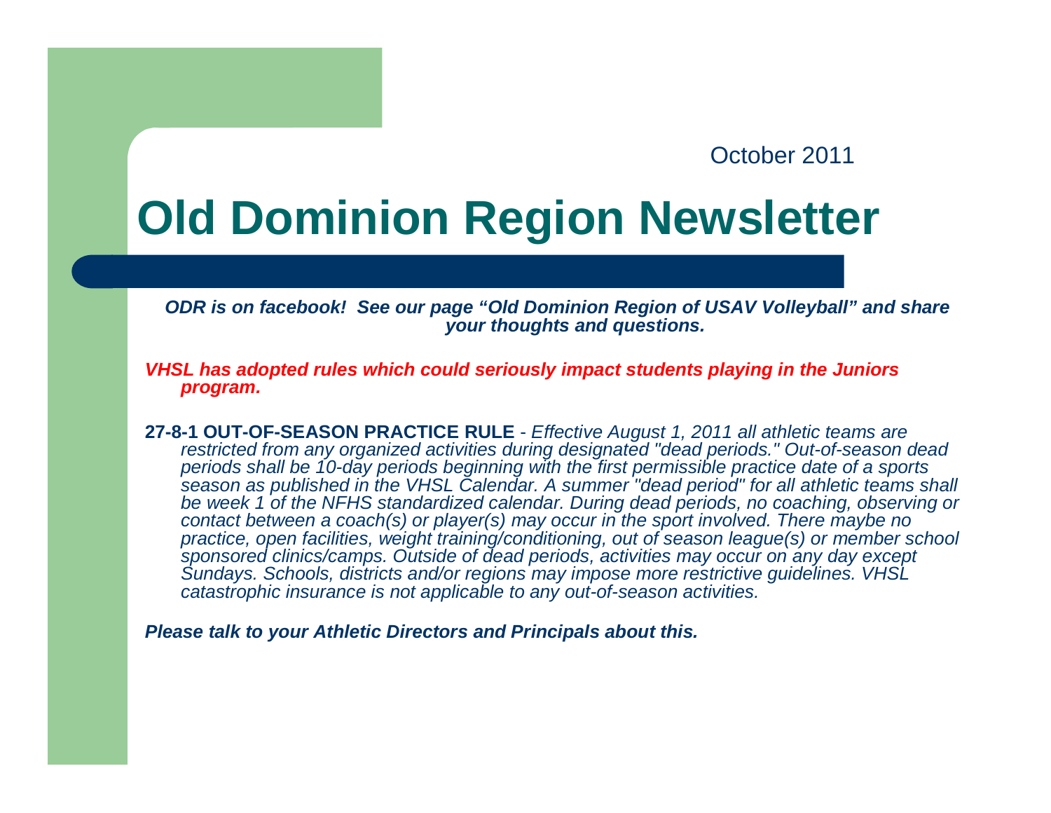October 2011

# Old Dominion Region Newsletter

***ODR is on facebook! See our page "Old Dominion Region of USAV Volleyball" and share your thoughts and questions.***

***VHSL has adopted rules which could seriously impact students playing in the Juniors program.***

**27-8-1 OUT-OF-SEASON PRACTICE RULE** - *Effective August 1, 2011 all athletic teams are restricted from any organized activities during designated "dead periods." Out-of-season dead periods shall be 10-day periods beginning with the first permissible practice date of a sports season as published in the VHSL Calendar. A summer "dead period" for all athletic teams shall be week 1 of the NFHS standardized calendar. During dead periods, no coaching, observing or contact between a coach(s) or player(s) may occur in the sport involved. There maybe no practice, open facilities, weight training/conditioning, out of season league(s) or member school sponsored clinics/camps. Outside of dead periods, activities may occur on any day except Sundays. Schools, districts and/or regions may impose more restrictive guidelines. VHSL catastrophic insurance is not applicable to any out-of-season activities.*

***Please talk to your Athletic Directors and Principals about this.***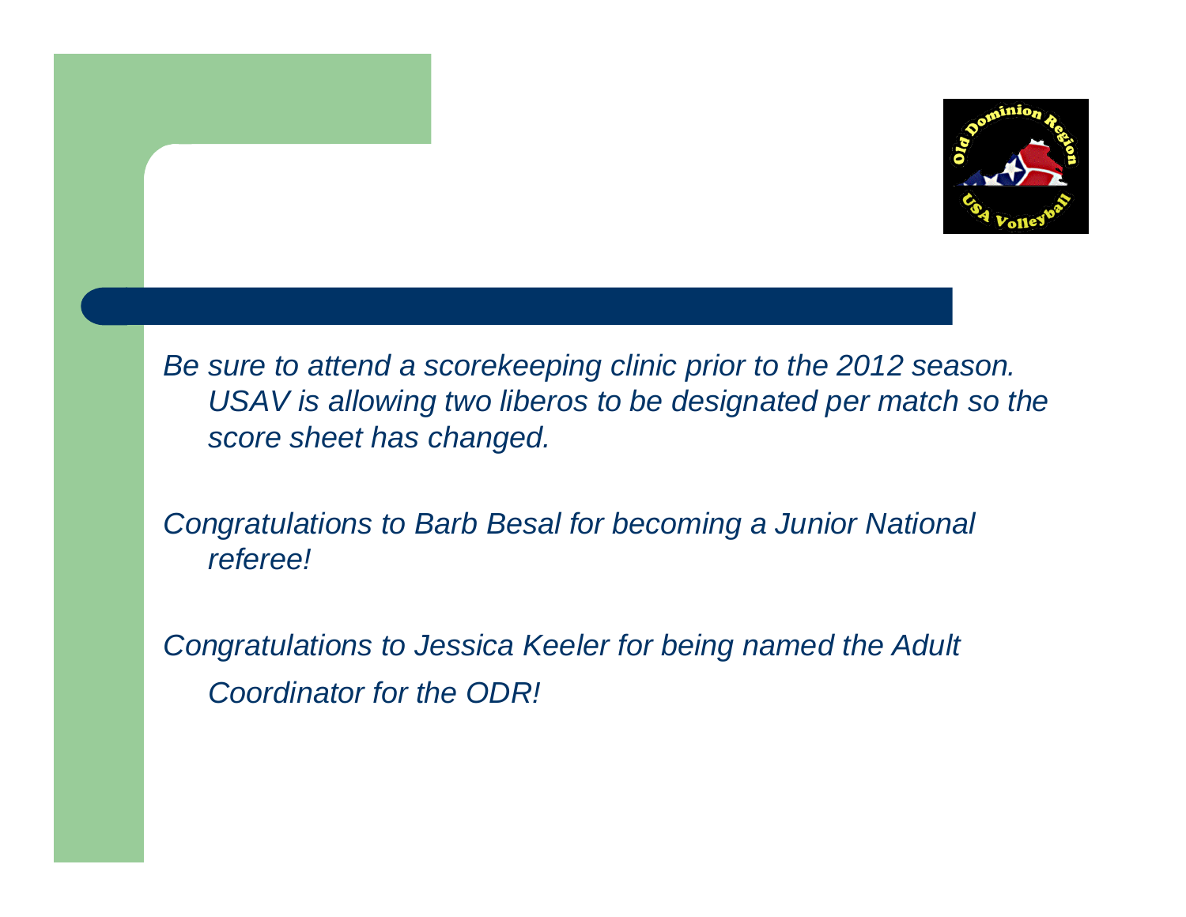*Be sure to attend a scorekeeping clinic prior to the 2012 season. USAV is allowing two liberos to be designated per match so the score sheet has changed.*

*Congratulations to Barb Besal for becoming a Junior National referee!*

*Congratulations to Jessica Keeler for being named the Adult Coordinator for the ODR!*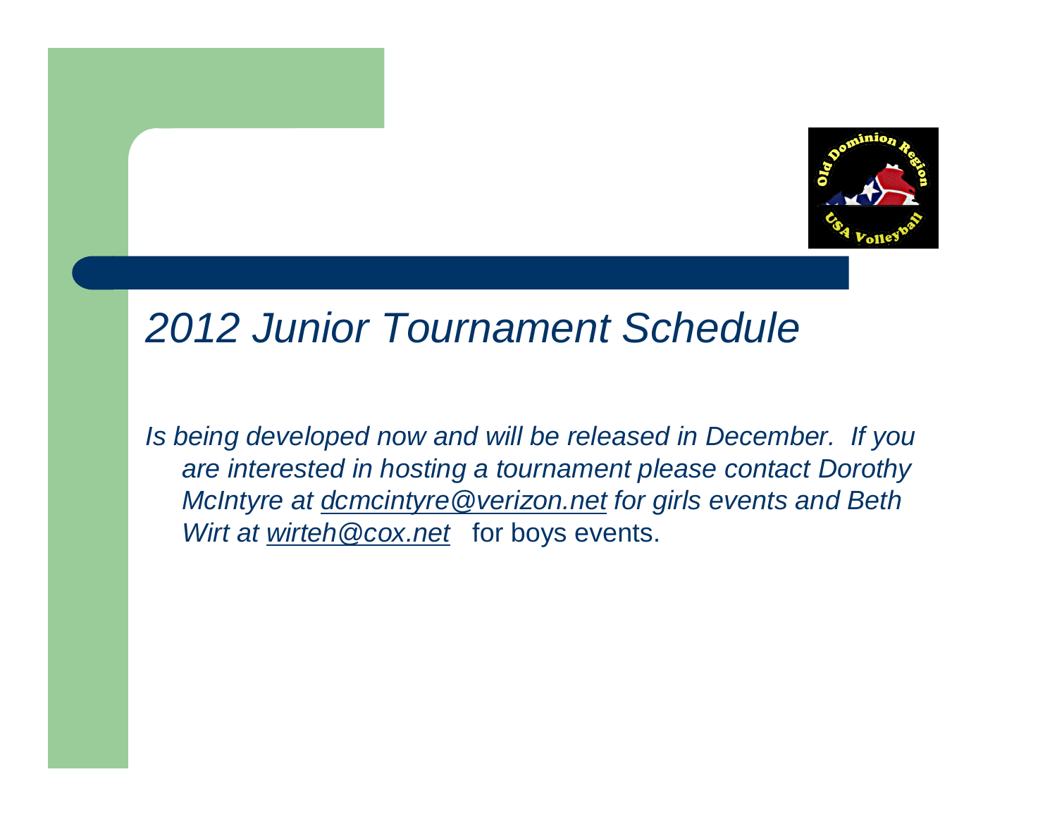# *2012 Junior Tournament Schedule*

*Is being developed now and will be released in December. If you are interested in hosting a tournament please contact Dorothy McIntyre at dcmcintyre@verizon.net for girls events and Beth Wirt at wirteh@cox.net* for boys events.